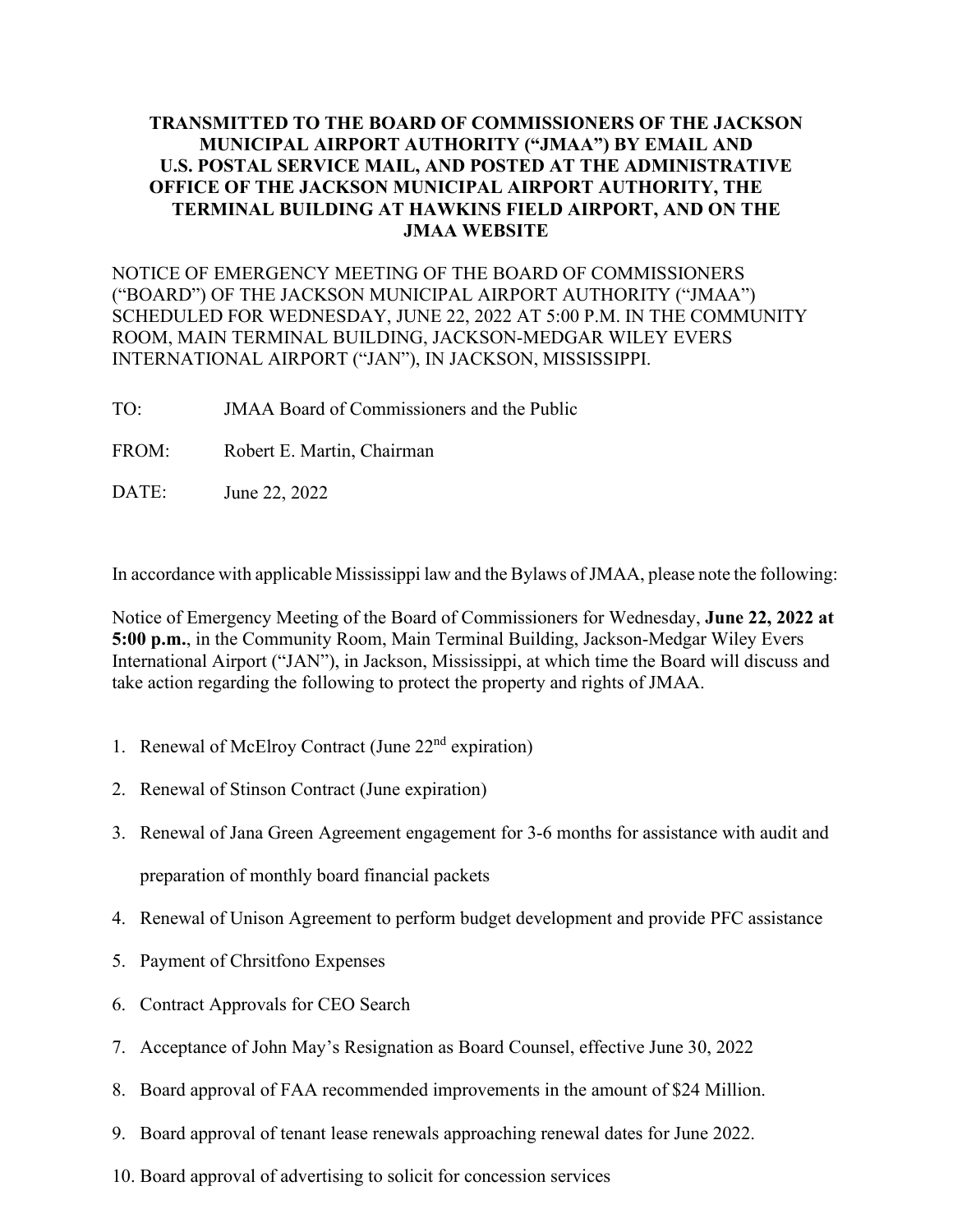**TRANSMITTED TO THE BOARD OF COMMISSIONERS OF THE JACKSON MUNICIPAL AIRPORT AUTHORITY ("JMAA") BY EMAIL AND U.S. POSTAL SERVICE MAIL, AND POSTED AT THE ADMINISTRATIVE OFFICE OF THE JACKSON MUNICIPAL AIRPORT AUTHORITY, THE TERMINAL BUILDING AT HAWKINS FIELD AIRPORT, AND ON THE JMAA WEBSITE**

NOTICE OF EMERGENCY MEETING OF THE BOARD OF COMMISSIONERS ("BOARD") OF THE JACKSON MUNICIPAL AIRPORT AUTHORITY ("JMAA") SCHEDULED FOR WEDNESDAY, JUNE 22, 2022 AT 5:00 P.M. IN THE COMMUNITY ROOM, MAIN TERMINAL BUILDING, JACKSON-MEDGAR WILEY EVERS INTERNATIONAL AIRPORT ("JAN"), IN JACKSON, MISSISSIPPI.

TO: JMAA Board of Commissioners and the Public

FROM: Robert E. Martin, Chairman

DATE: June 22, 2022

In accordance with applicable Mississippi law and the Bylaws of JMAA, please note the following:

Notice of Emergency Meeting of the Board of Commissioners for Wednesday, **June 22, 2022 at 5:00 p.m.**, in the Community Room, Main Terminal Building, Jackson-Medgar Wiley Evers International Airport ("JAN"), in Jackson, Mississippi, at which time the Board will discuss and take action regarding the following to protect the property and rights of JMAA.

1. Renewal of McElroy Contract (June 22nd expiration)
2. Renewal of Stinson Contract (June expiration)
3. Renewal of Jana Green Agreement engagement for 3-6 months for assistance with audit and preparation of monthly board financial packets
4. Renewal of Unison Agreement to perform budget development and provide PFC assistance
5. Payment of Chrsitfono Expenses
6. Contract Approvals for CEO Search
7. Acceptance of John May's Resignation as Board Counsel, effective June 30, 2022
8. Board approval of FAA recommended improvements in the amount of $24 Million.
9. Board approval of tenant lease renewals approaching renewal dates for June 2022.
10. Board approval of advertising to solicit for concession services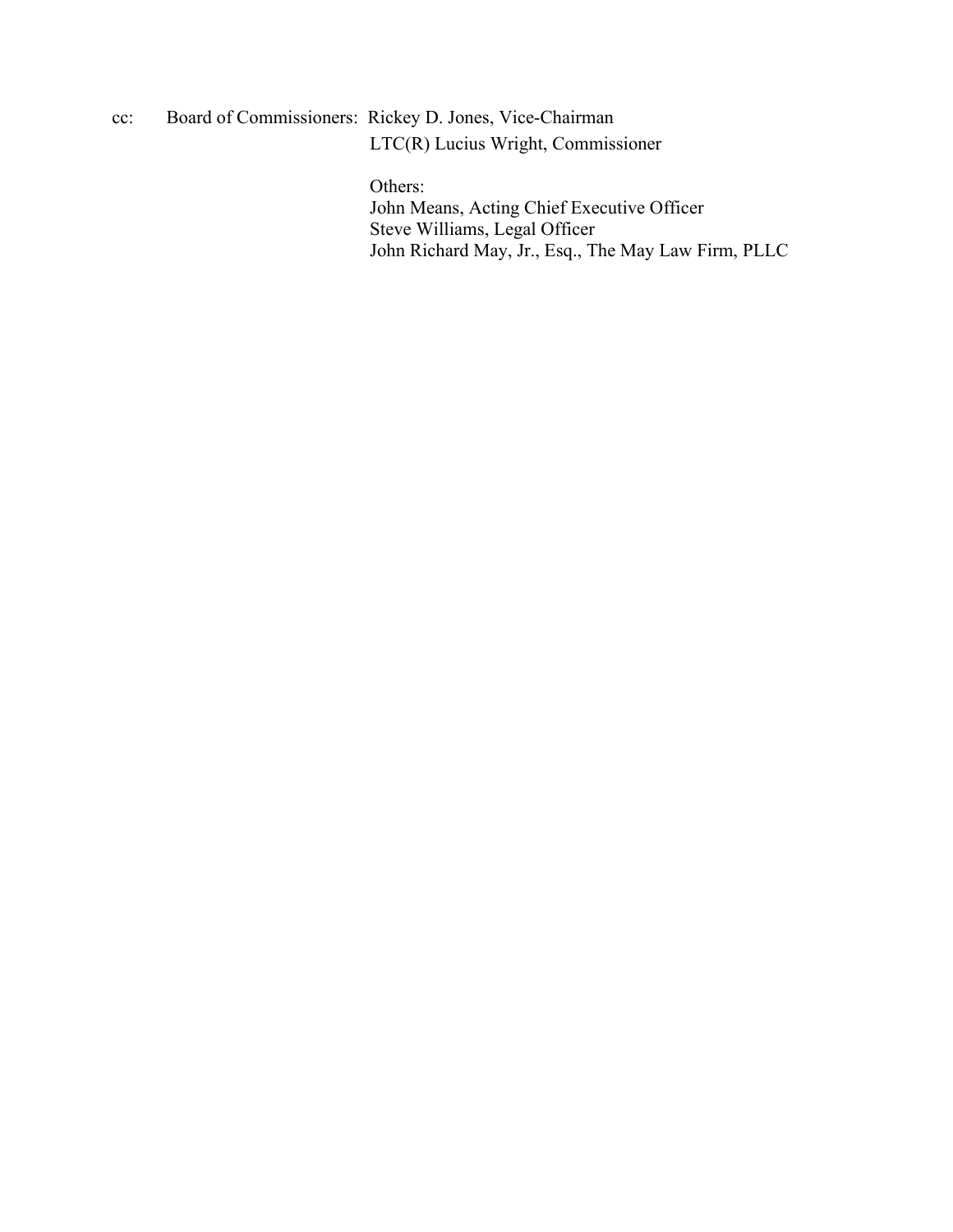cc: Board of Commissioners: Rickey D. Jones, Vice-Chairman
LTC(R) Lucius Wright, Commissioner

Others:
John Means, Acting Chief Executive Officer
Steve Williams, Legal Officer
John Richard May, Jr., Esq., The May Law Firm, PLLC